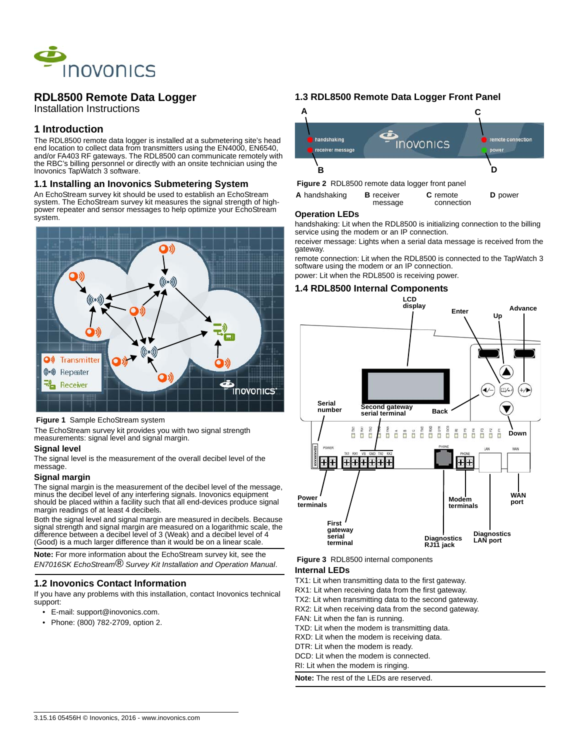# RDL8500 Remote Data Logger

Installation Instructions

## 1 Introduction

The RDL8500 remote data logger is installed at a submetering site's head end location to collect data from transmitters using the EN4000, EN6540, and/or FA403 RF gateways. The RDL8500 can communicate remotely with the RBC's billing personnel or directly with an onsite technician using the Inovonics TapWatch 3 software.

## 1.1 Installing an Inovonics Submetering System

An EchoStream survey kit should be used to establish an EchoStream system. The EchoStream survey kit measures the signal strength of high-power repeater and sensor messages to help optimize your EchoStream system.

**Figure 1** Sample EchoStream system

The EchoStream survey kit provides you with two signal strength measurements: signal level and signal margin.

### Signal level

The signal level is the measurement of the overall decibel level of the message.

### Signal margin

The signal margin is the measurement of the decibel level of the message, minus the decibel level of any interfering signals. Inovonics equipment should be placed within a facility such that all end-devices produce signal margin readings of at least 4 decibels.

Both the signal level and signal margin are measured in decibels. Because signal strength and signal margin are measured on a logarithmic scale, the difference between a decibel level of 3 (Weak) and a decibel level of 4 (Good) is a much larger difference than it would be on a linear scale.

**Note:** For more information about the EchoStream survey kit, see the *EN7016SK EchoStream® Survey Kit Installation and Operation Manual*.

## 1.2 Inovonics Contact Information

If you have any problems with this installation, contact Inovonics technical support:

- E-mail: support@inovonics.com.
- Phone: (800) 782-2709, option 2.

## 1.3 RDL8500 Remote Data Logger Front Panel

**Figure 2** RDL8500 remote data logger front panel

**A** handshaking **B** receiver message **C** remote connection **D** power

### Operation LEDs

handshaking: Lit when the RDL8500 is initializing connection to the billing service using the modem or an IP connection.

receiver message: Lights when a serial data message is received from the gateway.

remote connection: Lit when the RDL8500 is connected to the TapWatch 3 software using the modem or an IP connection.

power: Lit when the RDL8500 is receiving power.

## 1.4 RDL8500 Internal Components

**Figure 3** RDL8500 internal components

### Internal LEDs

TX1: Lit when transmitting data to the first gateway.
RX1: Lit when receiving data from the first gateway.
TX2: Lit when transmitting data to the second gateway.
RX2: Lit when receiving data from the second gateway.
FAN: Lit when the fan is running.
TXD: Lit when the modem is transmitting data.
RXD: Lit when the modem is receiving data.
DTR: Lit when the modem is ready.
DCD: Lit when the modem is connected.
RI: Lit when the modem is ringing.

**Note:** The rest of the LEDs are reserved.

3.15.16 05456H © Inovonics, 2016 - www.inovonics.com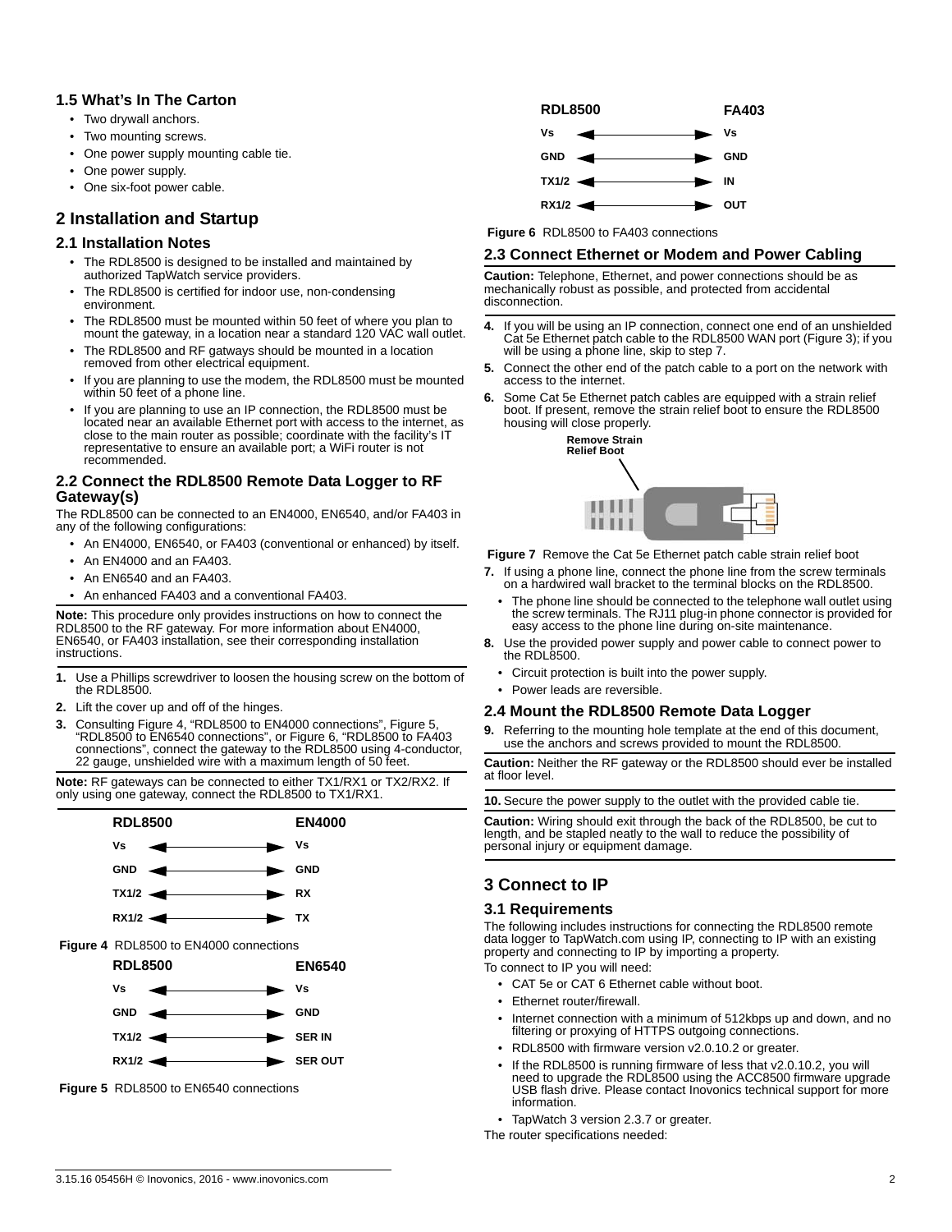### 1.5 What's In The Carton

- Two drywall anchors.
- Two mounting screws.
- One power supply mounting cable tie.
- One power supply.
- One six-foot power cable.

## 2 Installation and Startup

### 2.1 Installation Notes

- The RDL8500 is designed to be installed and maintained by authorized TapWatch service providers.
- The RDL8500 is certified for indoor use, non-condensing environment.
- The RDL8500 must be mounted within 50 feet of where you plan to mount the gateway, in a location near a standard 120 VAC wall outlet.
- The RDL8500 and RF gatways should be mounted in a location removed from other electrical equipment.
- If you are planning to use the modem, the RDL8500 must be mounted within 50 feet of a phone line.
- If you are planning to use an IP connection, the RDL8500 must be located near an available Ethernet port with access to the internet, as close to the main router as possible; coordinate with the facility's IT representative to ensure an available port; a WiFi router is not recommended.

### 2.2 Connect the RDL8500 Remote Data Logger to RF Gateway(s)

The RDL8500 can be connected to an EN4000, EN6540, and/or FA403 in any of the following configurations:

- An EN4000, EN6540, or FA403 (conventional or enhanced) by itself.
- An EN4000 and an FA403.
- An EN6540 and an FA403.
- An enhanced FA403 and a conventional FA403.

**Note:** This procedure only provides instructions on how to connect the RDL8500 to the RF gateway. For more information about EN4000, EN6540, or FA403 installation, see their corresponding installation instructions.

1. Use a Phillips screwdriver to loosen the housing screw on the bottom of the RDL8500.
2. Lift the cover up and off of the hinges.
3. Consulting Figure 4, "RDL8500 to EN4000 connections", Figure 5, "RDL8500 to EN6540 connections", or Figure 6, "RDL8500 to FA403 connections", connect the gateway to the RDL8500 using 4-conductor, 22 gauge, unshielded wire with a maximum length of 50 feet.

**Note:** RF gateways can be connected to either TX1/RX1 or TX2/RX2. If only using one gateway, connect the RDL8500 to TX1/RX1.

| RDL8500 | | EN4000 |
|---|---|---|
| Vs | ↔ | Vs |
| GND | ↔ | GND |
| TX1/2 | ↔ | RX |
| RX1/2 | ↔ | TX |

**Figure 4** RDL8500 to EN4000 connections

| RDL8500 | | EN6540 |
|---|---|---|
| Vs | ↔ | Vs |
| GND | ↔ | GND |
| TX1/2 | ↔ | SER IN |
| RX1/2 | ↔ | SER OUT |

**Figure 5** RDL8500 to EN6540 connections

| RDL8500 | | FA403 |
|---|---|---|
| Vs | ↔ | Vs |
| GND | ↔ | GND |
| TX1/2 | ↔ | IN |
| RX1/2 | ↔ | OUT |

**Figure 6** RDL8500 to FA403 connections

### 2.3 Connect Ethernet or Modem and Power Cabling

**Caution:** Telephone, Ethernet, and power connections should be as mechanically robust as possible, and protected from accidental disconnection.

4. If you will be using an IP connection, connect one end of an unshielded Cat 5e Ethernet patch cable to the RDL8500 WAN port (Figure 3); if you will be using a phone line, skip to step 7.
5. Connect the other end of the patch cable to a port on the network with access to the internet.
6. Some Cat 5e Ethernet patch cables are equipped with a strain relief boot. If present, remove the strain relief boot to ensure the RDL8500 housing will close properly.

Remove Strain Relief Boot

**Figure 7** Remove the Cat 5e Ethernet patch cable strain relief boot

7. If using a phone line, connect the phone line from the screw terminals on a hardwired wall bracket to the terminal blocks on the RDL8500.
   - The phone line should be connected to the telephone wall outlet using the screw terminals. The RJ11 plug-in phone connector is provided for easy access to the phone line during on-site maintenance.
8. Use the provided power supply and power cable to connect power to the RDL8500.
   - Circuit protection is built into the power supply.
   - Power leads are reversible.

### 2.4 Mount the RDL8500 Remote Data Logger

9. Referring to the mounting hole template at the end of this document, use the anchors and screws provided to mount the RDL8500.

**Caution:** Neither the RF gateway or the RDL8500 should ever be installed at floor level.

10. Secure the power supply to the outlet with the provided cable tie.

**Caution:** Wiring should exit through the back of the RDL8500, be cut to length, and be stapled neatly to the wall to reduce the possibility of personal injury or equipment damage.

## 3 Connect to IP

### 3.1 Requirements

The following includes instructions for connecting the RDL8500 remote data logger to TapWatch.com using IP, connecting to IP with an existing property and connecting to IP by importing a property.

To connect to IP you will need:

- CAT 5e or CAT 6 Ethernet cable without boot.
- Ethernet router/firewall.
- Internet connection with a minimum of 512kbps up and down, and no filtering or proxying of HTTPS outgoing connections.
- RDL8500 with firmware version v2.0.10.2 or greater.
- If the RDL8500 is running firmware of less that v2.0.10.2, you will need to upgrade the RDL8500 using the ACC8500 firmware upgrade USB flash drive. Please contact Inovonics technical support for more information.
- TapWatch 3 version 2.3.7 or greater.

The router specifications needed: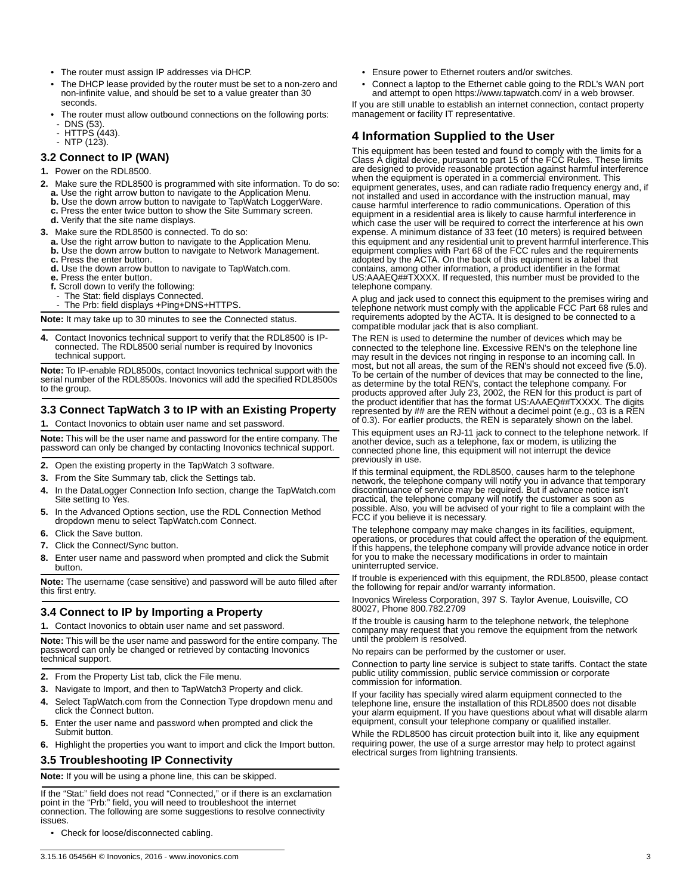- The router must assign IP addresses via DHCP.
- The DHCP lease provided by the router must be set to a non-zero and non-infinite value, and should be set to a value greater than 30 seconds.
- The router must allow outbound connections on the following ports:
  - DNS (53).
  - HTTPS (443).
  - NTP (123).

### 3.2 Connect to IP (WAN)

1. Power on the RDL8500.
2. Make sure the RDL8500 is programmed with site information. To do so:
   **a.** Use the right arrow button to navigate to the Application Menu.
   **b.** Use the down arrow button to navigate to TapWatch LoggerWare.
   **c.** Press the enter twice button to show the Site Summary screen.
   **d.** Verify that the site name displays.
3. Make sure the RDL8500 is connected. To do so:
   **a.** Use the right arrow button to navigate to the Application Menu.
   **b.** Use the down arrow button to navigate to Network Management.
   **c.** Press the enter button.
   **d.** Use the down arrow button to navigate to TapWatch.com.
   **e.** Press the enter button.
   **f.** Scroll down to verify the following:
   - The Stat: field displays Connected.
   - The Prb: field displays +Ping+DNS+HTTPS.

**Note:** It may take up to 30 minutes to see the Connected status.

4. Contact Inovonics technical support to verify that the RDL8500 is IP-connected. The RDL8500 serial number is required by Inovonics technical support.

**Note:** To IP-enable RDL8500s, contact Inovonics technical support with the serial number of the RDL8500s. Inovonics will add the specified RDL8500s to the group.

### 3.3 Connect TapWatch 3 to IP with an Existing Property

1. Contact Inovonics to obtain user name and set password.

**Note:** This will be the user name and password for the entire company. The password can only be changed by contacting Inovonics technical support.

2. Open the existing property in the TapWatch 3 software.
3. From the Site Summary tab, click the Settings tab.
4. In the DataLogger Connection Info section, change the TapWatch.com Site setting to Yes.
5. In the Advanced Options section, use the RDL Connection Method dropdown menu to select TapWatch.com Connect.
6. Click the Save button.
7. Click the Connect/Sync button.
8. Enter user name and password when prompted and click the Submit button.

**Note:** The username (case sensitive) and password will be auto filled after this first entry.

### 3.4 Connect to IP by Importing a Property

1. Contact Inovonics to obtain user name and set password.

**Note:** This will be the user name and password for the entire company. The password can only be changed or retrieved by contacting Inovonics technical support.

2. From the Property List tab, click the File menu.
3. Navigate to Import, and then to TapWatch3 Property and click.
4. Select TapWatch.com from the Connection Type dropdown menu and click the Connect button.
5. Enter the user name and password when prompted and click the Submit button.
6. Highlight the properties you want to import and click the Import button.

### 3.5 Troubleshooting IP Connectivity

**Note:** If you will be using a phone line, this can be skipped.

If the “Stat:” field does not read “Connected,” or if there is an exclamation point in the “Prb:” field, you will need to troubleshoot the internet connection. The following are some suggestions to resolve connectivity issues.

- Check for loose/disconnected cabling.
- Ensure power to Ethernet routers and/or switches.
- Connect a laptop to the Ethernet cable going to the RDL’s WAN port and attempt to open https://www.tapwatch.com/ in a web browser.

If you are still unable to establish an internet connection, contact property management or facility IT representative.

## 4 Information Supplied to the User

This equipment has been tested and found to comply with the limits for a Class A digital device, pursuant to part 15 of the FCC Rules. These limits are designed to provide reasonable protection against harmful interference when the equipment is operated in a commercial environment. This equipment generates, uses, and can radiate radio frequency energy and, if not installed and used in accordance with the instruction manual, may cause harmful interference to radio communications. Operation of this equipment in a residential area is likely to cause harmful interference in which case the user will be required to correct the interference at his own expense. A minimum distance of 33 feet (10 meters) is required between this equipment and any residential unit to prevent harmful interference.This equipment complies with Part 68 of the FCC rules and the requirements adopted by the ACTA. On the back of this equipment is a label that contains, among other information, a product identifier in the format US:AAAEQ##TXXXX. If requested, this number must be provided to the telephone company.

A plug and jack used to connect this equipment to the premises wiring and telephone network must comply with the applicable FCC Part 68 rules and requirements adopted by the ACTA. It is designed to be connected to a compatible modular jack that is also compliant.

The REN is used to determine the number of devices which may be connected to the telephone line. Excessive REN's on the telephone line may result in the devices not ringing in response to an incoming call. In most, but not all areas, the sum of the REN's should not exceed five (5.0). To be certain of the number of devices that may be connected to the line, as determine by the total REN's, contact the telephone company. For products approved after July 23, 2002, the REN for this product is part of the product identifier that has the format US:AAAEQ##TXXXX. The digits represented by ## are the REN without a decimel point (e.g., 03 is a REN of 0.3). For earlier products, the REN is separately shown on the label.

This equipment uses an RJ-11 jack to connect to the telephone network. If another device, such as a telephone, fax or modem, is utilizing the connected phone line, this equipment will not interrupt the device previously in use.

If this terminal equipment, the RDL8500, causes harm to the telephone network, the telephone company will notify you in advance that temporary discontinuance of service may be required. But if advance notice isn't practical, the telephone company will notify the customer as soon as possible. Also, you will be advised of your right to file a complaint with the FCC if you believe it is necessary.

The telephone company may make changes in its facilities, equipment, operations, or procedures that could affect the operation of the equipment. If this happens, the telephone company will provide advance notice in order for you to make the necessary modifications in order to maintain uninterrupted service.

If trouble is experienced with this equipment, the RDL8500, please contact the following for repair and/or warranty information.

Inovonics Wireless Corporation, 397 S. Taylor Avenue, Louisville, CO 80027, Phone 800.782.2709

If the trouble is causing harm to the telephone network, the telephone company may request that you remove the equipment from the network until the problem is resolved.

No repairs can be performed by the customer or user.

Connection to party line service is subject to state tariffs. Contact the state public utility commission, public service commission or corporate commission for information.

If your facility has specially wired alarm equipment connected to the telephone line, ensure the installation of this RDL8500 does not disable your alarm equipment. If you have questions about what will disable alarm equipment, consult your telephone company or qualified installer.

While the RDL8500 has circuit protection built into it, like any equipment requiring power, the use of a surge arrestor may help to protect against electrical surges from lightning transients.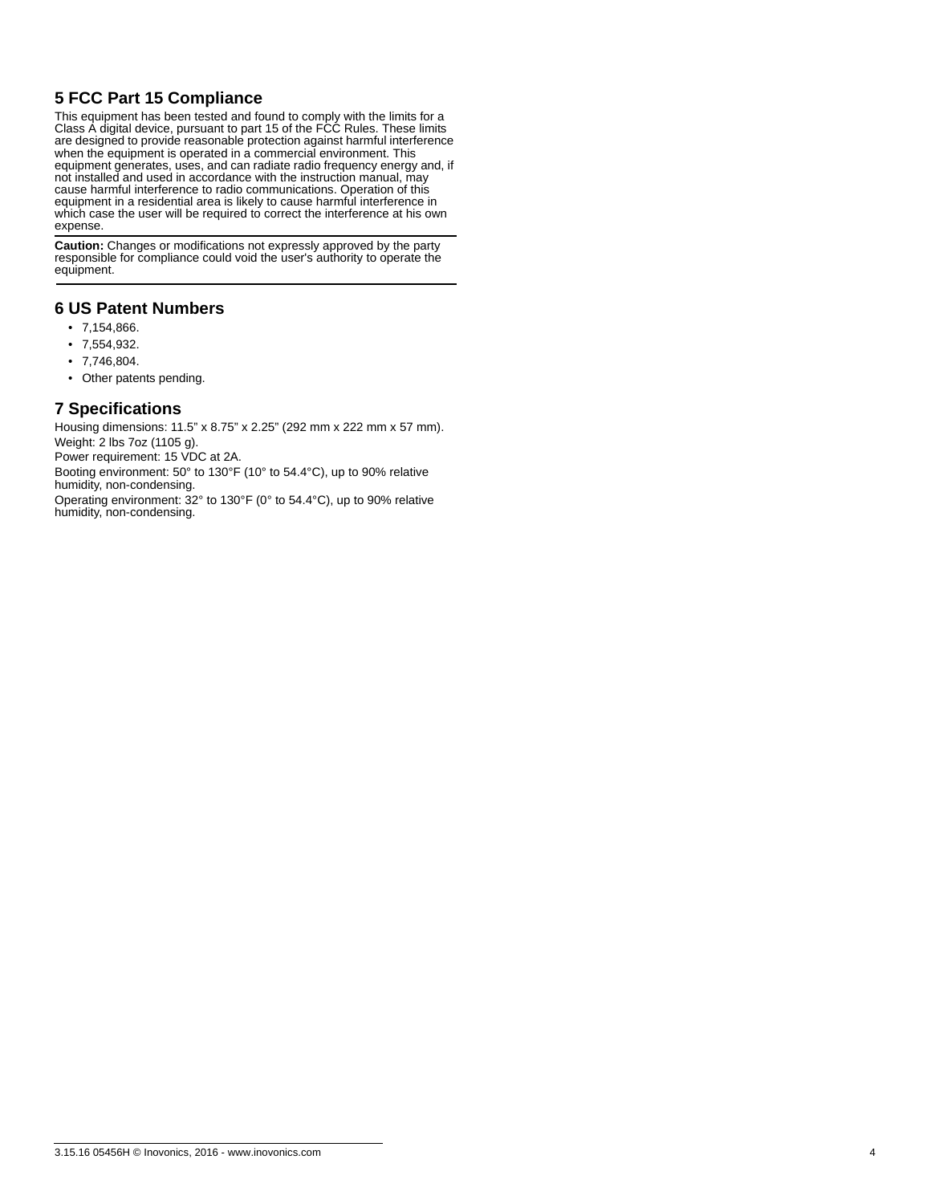## 5 FCC Part 15 Compliance

This equipment has been tested and found to comply with the limits for a Class A digital device, pursuant to part 15 of the FCC Rules. These limits are designed to provide reasonable protection against harmful interference when the equipment is operated in a commercial environment. This equipment generates, uses, and can radiate radio frequency energy and, if not installed and used in accordance with the instruction manual, may cause harmful interference to radio communications. Operation of this equipment in a residential area is likely to cause harmful interference in which case the user will be required to correct the interference at his own expense.

**Caution:** Changes or modifications not expressly approved by the party responsible for compliance could void the user's authority to operate the equipment.

## 6 US Patent Numbers

- 7,154,866.
- 7,554,932.
- 7,746,804.
- Other patents pending.

## 7 Specifications

Housing dimensions: 11.5” x 8.75” x 2.25” (292 mm x 222 mm x 57 mm).

Weight: 2 lbs 7oz (1105 g).

Power requirement: 15 VDC at 2A.

Booting environment: 50° to 130°F (10° to 54.4°C), up to 90% relative humidity, non-condensing.

Operating environment: 32° to 130°F (0° to 54.4°C), up to 90% relative humidity, non-condensing.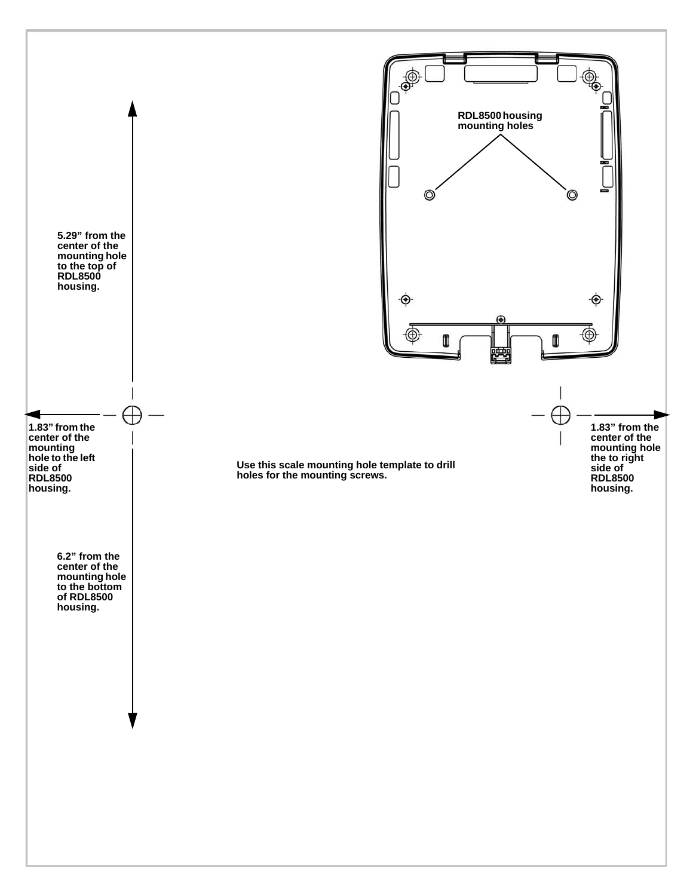RDL8500 housing mounting holes

5.29" from the center of the mounting hole to the top of RDL8500 housing.

1.83" from the center of the mounting hole to the left side of RDL8500 housing.

1.83" from the center of the mounting hole the to right side of RDL8500 housing.

Use this scale mounting hole template to drill holes for the mounting screws.

6.2" from the center of the mounting hole to the bottom of RDL8500 housing.